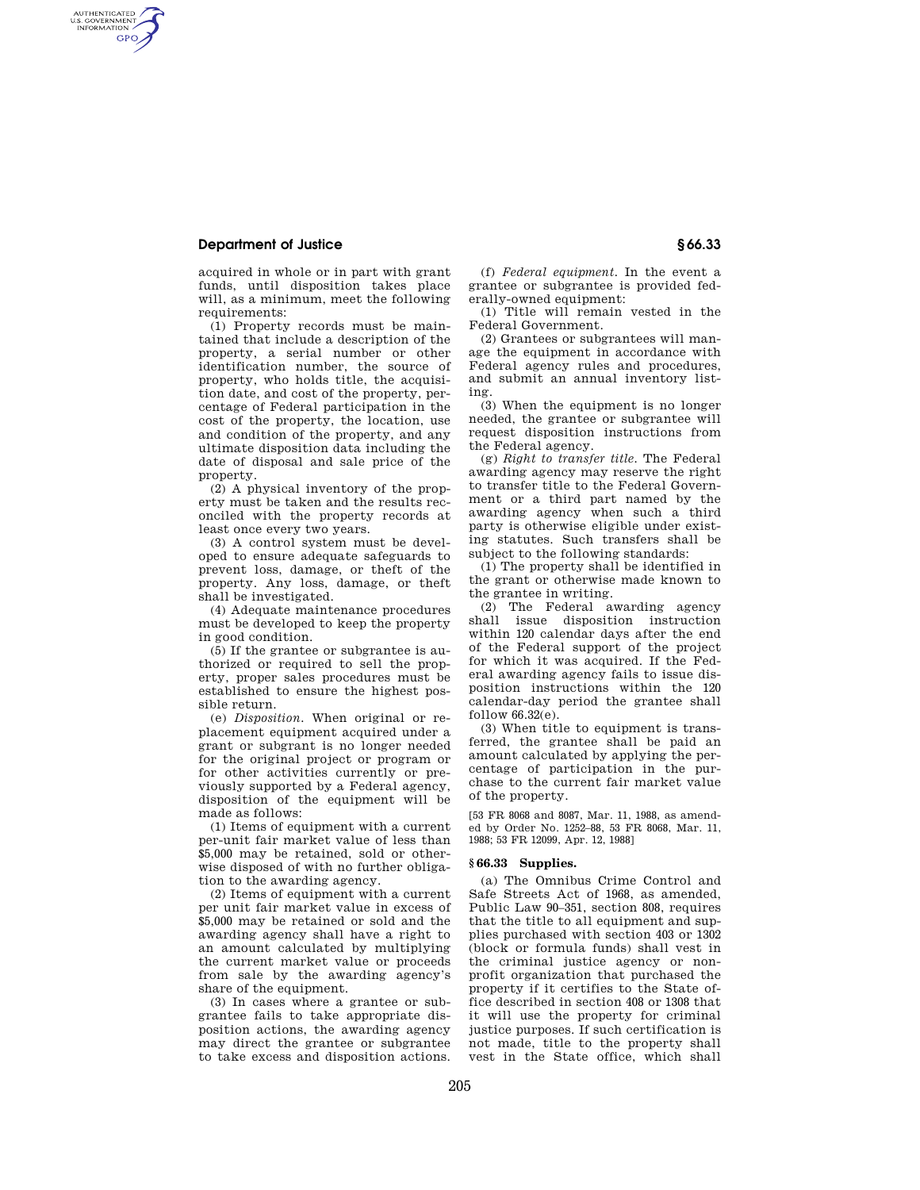acquired in whole or in part with grant funds, until disposition takes place will, as a minimum, meet the following requirements:

(1) Property records must be maintained that include a description of the property, a serial number or other identification number, the source of property, who holds title, the acquisition date, and cost of the property, percentage of Federal participation in the cost of the property, the location, use and condition of the property, and any ultimate disposition data including the date of disposal and sale price of the property.

(2) A physical inventory of the property must be taken and the results reconciled with the property records at least once every two years.

(3) A control system must be developed to ensure adequate safeguards to prevent loss, damage, or theft of the property. Any loss, damage, or theft shall be investigated.

(4) Adequate maintenance procedures must be developed to keep the property in good condition.

(5) If the grantee or subgrantee is authorized or required to sell the property, proper sales procedures must be established to ensure the highest possible return.

(e) *Disposition.* When original or replacement equipment acquired under a grant or subgrant is no longer needed for the original project or program or for other activities currently or previously supported by a Federal agency, disposition of the equipment will be made as follows:

(1) Items of equipment with a current per-unit fair market value of less than $5,000 may be retained, sold or otherwise disposed of with no further obligation to the awarding agency.

(2) Items of equipment with a current per unit fair market value in excess of $5,000 may be retained or sold and the awarding agency shall have a right to an amount calculated by multiplying the current market value or proceeds from sale by the awarding agency's share of the equipment.

(3) In cases where a grantee or subgrantee fails to take appropriate disposition actions, the awarding agency may direct the grantee or subgrantee to take excess and disposition actions.

(f) *Federal equipment.* In the event a grantee or subgrantee is provided federally-owned equipment:

(1) Title will remain vested in the Federal Government.

(2) Grantees or subgrantees will manage the equipment in accordance with Federal agency rules and procedures, and submit an annual inventory listing.

(3) When the equipment is no longer needed, the grantee or subgrantee will request disposition instructions from the Federal agency.

(g) *Right to transfer title.* The Federal awarding agency may reserve the right to transfer title to the Federal Government or a third part named by the awarding agency when such a third party is otherwise eligible under existing statutes. Such transfers shall be subject to the following standards:

(1) The property shall be identified in the grant or otherwise made known to the grantee in writing.

(2) The Federal awarding agency shall issue disposition instruction within 120 calendar days after the end of the Federal support of the project for which it was acquired. If the Federal awarding agency fails to issue disposition instructions within the 120 calendar-day period the grantee shall follow 66.32(e).

(3) When title to equipment is transferred, the grantee shall be paid an amount calculated by applying the percentage of participation in the purchase to the current fair market value of the property.

[53 FR 8068 and 8087, Mar. 11, 1988, as amended by Order No. 1252–88, 53 FR 8068, Mar. 11, 1988; 53 FR 12099, Apr. 12, 1988]

## § 66.33 Supplies.

(a) The Omnibus Crime Control and Safe Streets Act of 1968, as amended, Public Law 90–351, section 808, requires that the title to all equipment and supplies purchased with section 403 or 1302 (block or formula funds) shall vest in the criminal justice agency or nonprofit organization that purchased the property if it certifies to the State office described in section 408 or 1308 that it will use the property for criminal justice purposes. If such certification is not made, title to the property shall vest in the State office, which shall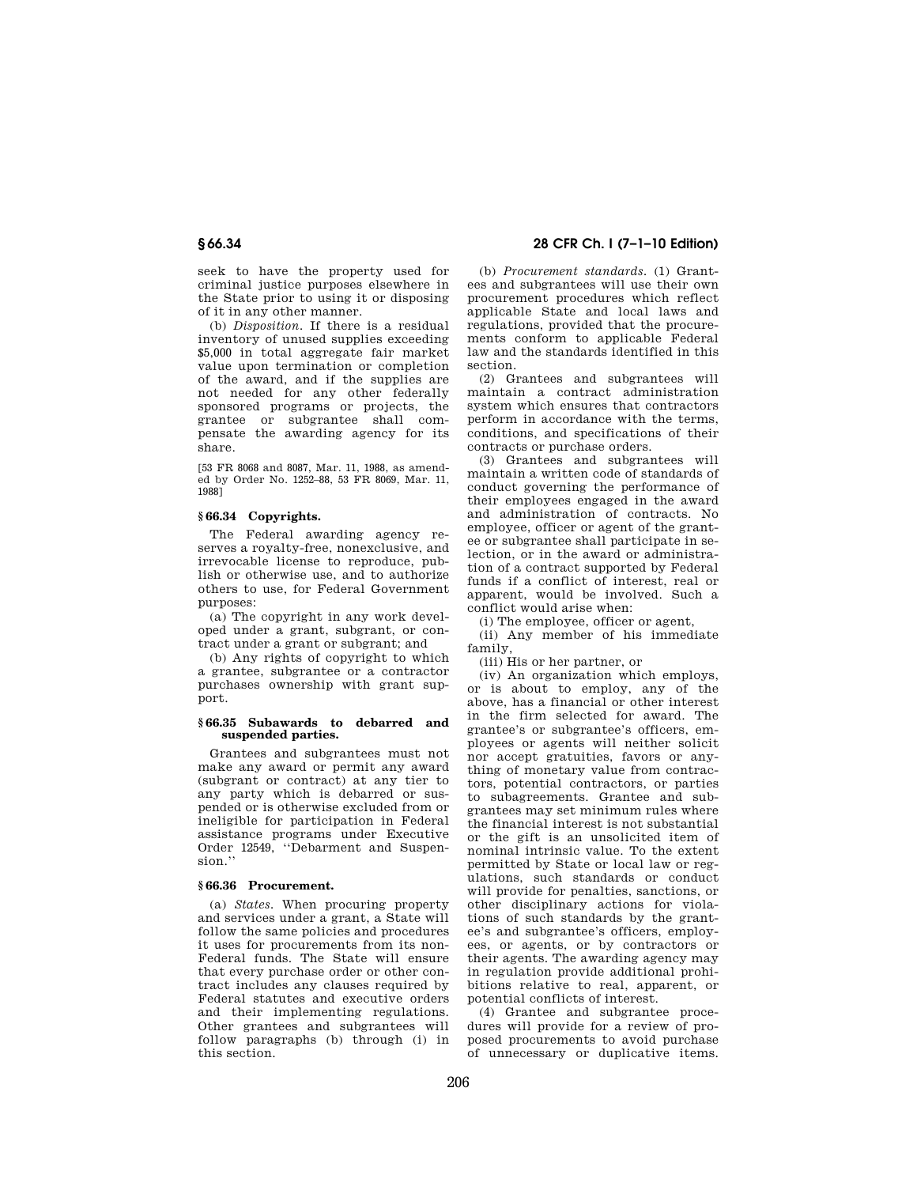seek to have the property used for criminal justice purposes elsewhere in the State prior to using it or disposing of it in any other manner.

(b) *Disposition.* If there is a residual inventory of unused supplies exceeding $5,000 in total aggregate fair market value upon termination or completion of the award, and if the supplies are not needed for any other federally sponsored programs or projects, the grantee or subgrantee shall compensate the awarding agency for its share.

[53 FR 8068 and 8087, Mar. 11, 1988, as amended by Order No. 1252–88, 53 FR 8069, Mar. 11, 1988]

## § 66.34 Copyrights.

The Federal awarding agency reserves a royalty-free, nonexclusive, and irrevocable license to reproduce, publish or otherwise use, and to authorize others to use, for Federal Government purposes:

(a) The copyright in any work developed under a grant, subgrant, or contract under a grant or subgrant; and

(b) Any rights of copyright to which a grantee, subgrantee or a contractor purchases ownership with grant support.

## § 66.35 Subawards to debarred and suspended parties.

Grantees and subgrantees must not make any award or permit any award (subgrant or contract) at any tier to any party which is debarred or suspended or is otherwise excluded from or ineligible for participation in Federal assistance programs under Executive Order 12549, ''Debarment and Suspension.''

## § 66.36 Procurement.

(a) *States.* When procuring property and services under a grant, a State will follow the same policies and procedures it uses for procurements from its non-Federal funds. The State will ensure that every purchase order or other contract includes any clauses required by Federal statutes and executive orders and their implementing regulations. Other grantees and subgrantees will follow paragraphs (b) through (i) in this section.

(b) *Procurement standards.* (1) Grantees and subgrantees will use their own procurement procedures which reflect applicable State and local laws and regulations, provided that the procurements conform to applicable Federal law and the standards identified in this section.

(2) Grantees and subgrantees will maintain a contract administration system which ensures that contractors perform in accordance with the terms, conditions, and specifications of their contracts or purchase orders.

(3) Grantees and subgrantees will maintain a written code of standards of conduct governing the performance of their employees engaged in the award and administration of contracts. No employee, officer or agent of the grantee or subgrantee shall participate in selection, or in the award or administration of a contract supported by Federal funds if a conflict of interest, real or apparent, would be involved. Such a conflict would arise when:

(i) The employee, officer or agent,

(ii) Any member of his immediate family,

(iii) His or her partner, or

(iv) An organization which employs, or is about to employ, any of the above, has a financial or other interest in the firm selected for award. The grantee's or subgrantee's officers, employees or agents will neither solicit nor accept gratuities, favors or anything of monetary value from contractors, potential contractors, or parties to subagreements. Grantee and subgrantees may set minimum rules where the financial interest is not substantial or the gift is an unsolicited item of nominal intrinsic value. To the extent permitted by State or local law or regulations, such standards or conduct will provide for penalties, sanctions, or other disciplinary actions for violations of such standards by the grantee's and subgrantee's officers, employees, or agents, or by contractors or their agents. The awarding agency may in regulation provide additional prohibitions relative to real, apparent, or potential conflicts of interest.

(4) Grantee and subgrantee procedures will provide for a review of proposed procurements to avoid purchase of unnecessary or duplicative items.